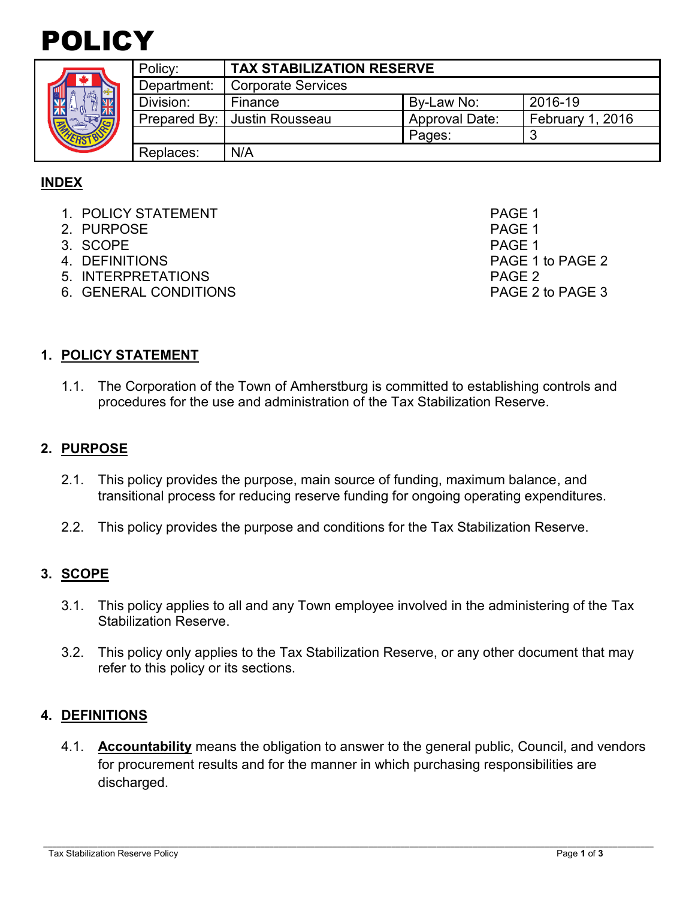# POLICY

| Policy: | TAX STABILIZATION RESERVE | | |
|---|---|---|---|
| Department: | Corporate Services | | |
| Division: | Finance | By-Law No: | 2016-19 |
| Prepared By: | Justin Rousseau | Approval Date: | February 1, 2016 |
| | | Pages: | 3 |
| Replaces: | N/A | | |

## INDEX

1. POLICY STATEMENT — PAGE 1
2. PURPOSE — PAGE 1
3. SCOPE — PAGE 1
4. DEFINITIONS — PAGE 1 to PAGE 2
5. INTERPRETATIONS — PAGE 2
6. GENERAL CONDITIONS — PAGE 2 to PAGE 3

## 1. POLICY STATEMENT

1.1. The Corporation of the Town of Amherstburg is committed to establishing controls and procedures for the use and administration of the Tax Stabilization Reserve.

## 2. PURPOSE

2.1. This policy provides the purpose, main source of funding, maximum balance, and transitional process for reducing reserve funding for ongoing operating expenditures.

2.2. This policy provides the purpose and conditions for the Tax Stabilization Reserve.

## 3. SCOPE

3.1. This policy applies to all and any Town employee involved in the administering of the Tax Stabilization Reserve.

3.2. This policy only applies to the Tax Stabilization Reserve, or any other document that may refer to this policy or its sections.

## 4. DEFINITIONS

4.1. **Accountability** means the obligation to answer to the general public, Council, and vendors for procurement results and for the manner in which purchasing responsibilities are discharged.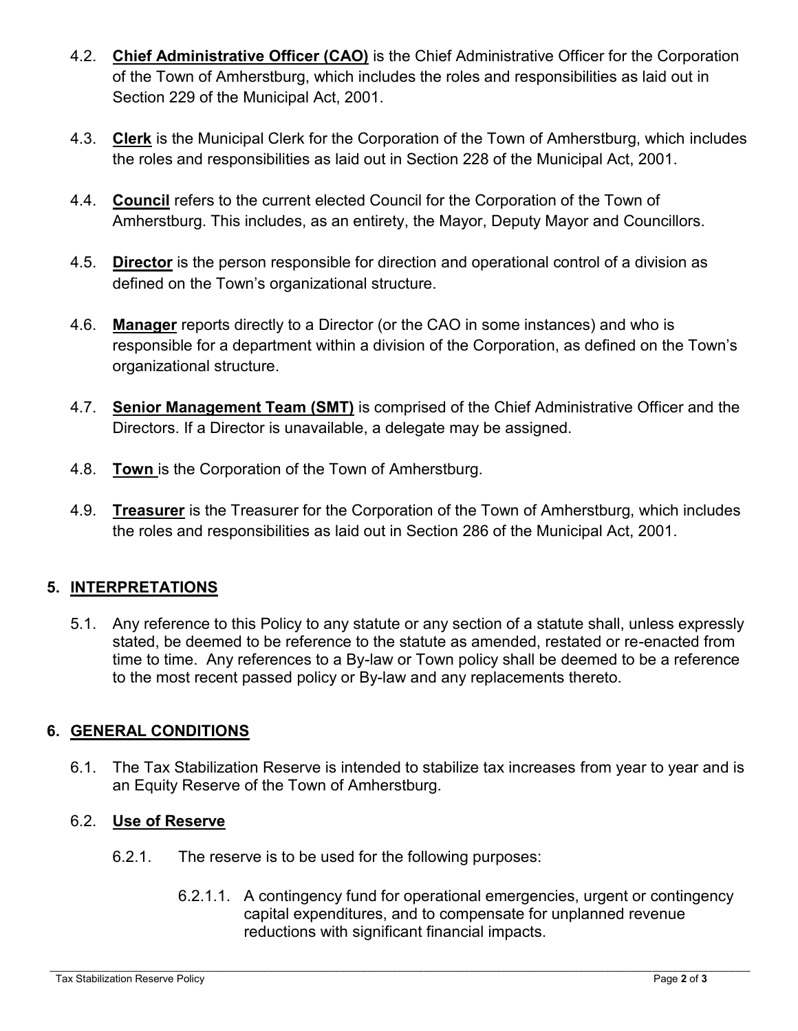4.2. **Chief Administrative Officer (CAO)** is the Chief Administrative Officer for the Corporation of the Town of Amherstburg, which includes the roles and responsibilities as laid out in Section 229 of the Municipal Act, 2001.

4.3. **Clerk** is the Municipal Clerk for the Corporation of the Town of Amherstburg, which includes the roles and responsibilities as laid out in Section 228 of the Municipal Act, 2001.

4.4. **Council** refers to the current elected Council for the Corporation of the Town of Amherstburg. This includes, as an entirety, the Mayor, Deputy Mayor and Councillors.

4.5. **Director** is the person responsible for direction and operational control of a division as defined on the Town's organizational structure.

4.6. **Manager** reports directly to a Director (or the CAO in some instances) and who is responsible for a department within a division of the Corporation, as defined on the Town's organizational structure.

4.7. **Senior Management Team (SMT)** is comprised of the Chief Administrative Officer and the Directors. If a Director is unavailable, a delegate may be assigned.

4.8. **Town** is the Corporation of the Town of Amherstburg.

4.9. **Treasurer** is the Treasurer for the Corporation of the Town of Amherstburg, which includes the roles and responsibilities as laid out in Section 286 of the Municipal Act, 2001.

## 5. INTERPRETATIONS

5.1. Any reference to this Policy to any statute or any section of a statute shall, unless expressly stated, be deemed to be reference to the statute as amended, restated or re-enacted from time to time. Any references to a By-law or Town policy shall be deemed to be a reference to the most recent passed policy or By-law and any replacements thereto.

## 6. GENERAL CONDITIONS

6.1. The Tax Stabilization Reserve is intended to stabilize tax increases from year to year and is an Equity Reserve of the Town of Amherstburg.

6.2. **Use of Reserve**

6.2.1. The reserve is to be used for the following purposes:

6.2.1.1. A contingency fund for operational emergencies, urgent or contingency capital expenditures, and to compensate for unplanned revenue reductions with significant financial impacts.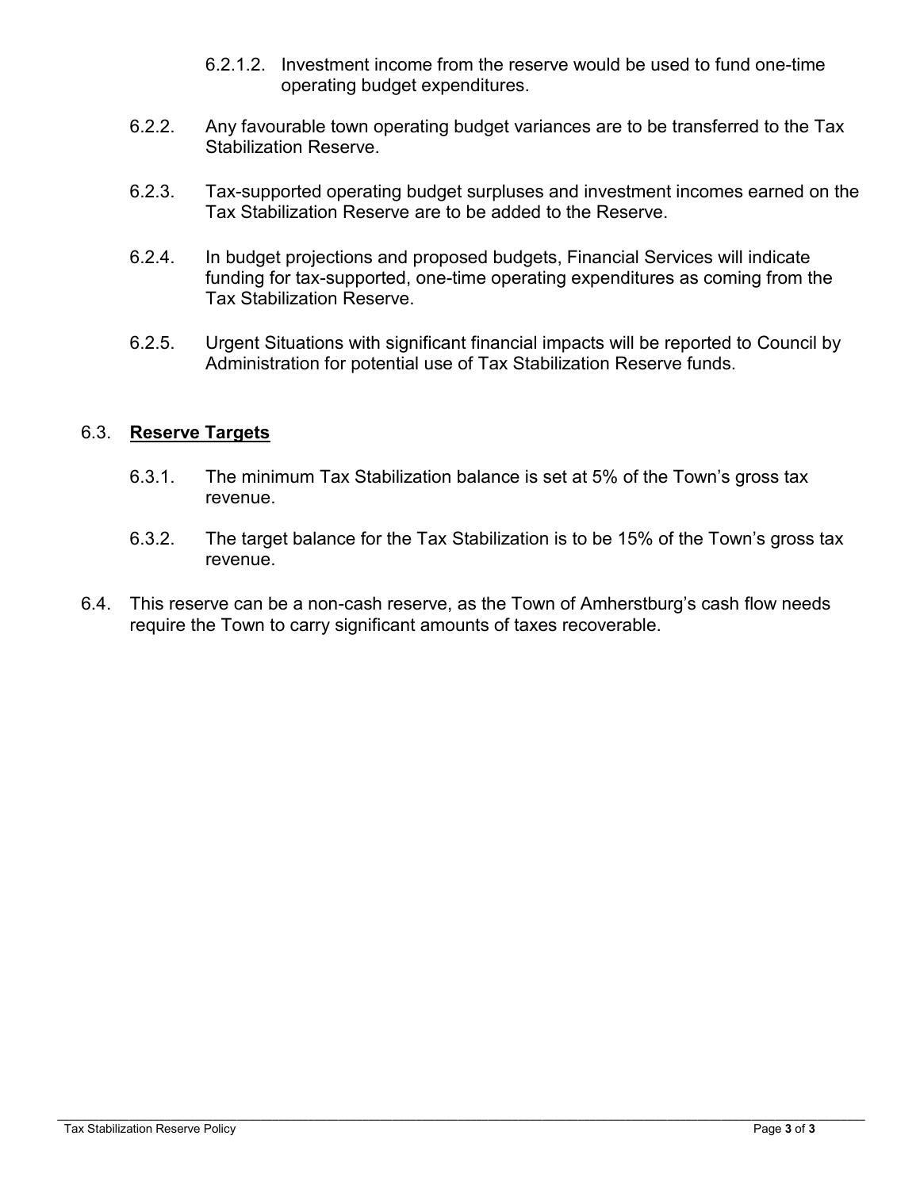6.2.1.2. Investment income from the reserve would be used to fund one-time operating budget expenditures.

6.2.2. Any favourable town operating budget variances are to be transferred to the Tax Stabilization Reserve.

6.2.3. Tax-supported operating budget surpluses and investment incomes earned on the Tax Stabilization Reserve are to be added to the Reserve.

6.2.4. In budget projections and proposed budgets, Financial Services will indicate funding for tax-supported, one-time operating expenditures as coming from the Tax Stabilization Reserve.

6.2.5. Urgent Situations with significant financial impacts will be reported to Council by Administration for potential use of Tax Stabilization Reserve funds.

6.3. **Reserve Targets**

6.3.1. The minimum Tax Stabilization balance is set at 5% of the Town's gross tax revenue.

6.3.2. The target balance for the Tax Stabilization is to be 15% of the Town's gross tax revenue.

6.4. This reserve can be a non-cash reserve, as the Town of Amherstburg's cash flow needs require the Town to carry significant amounts of taxes recoverable.